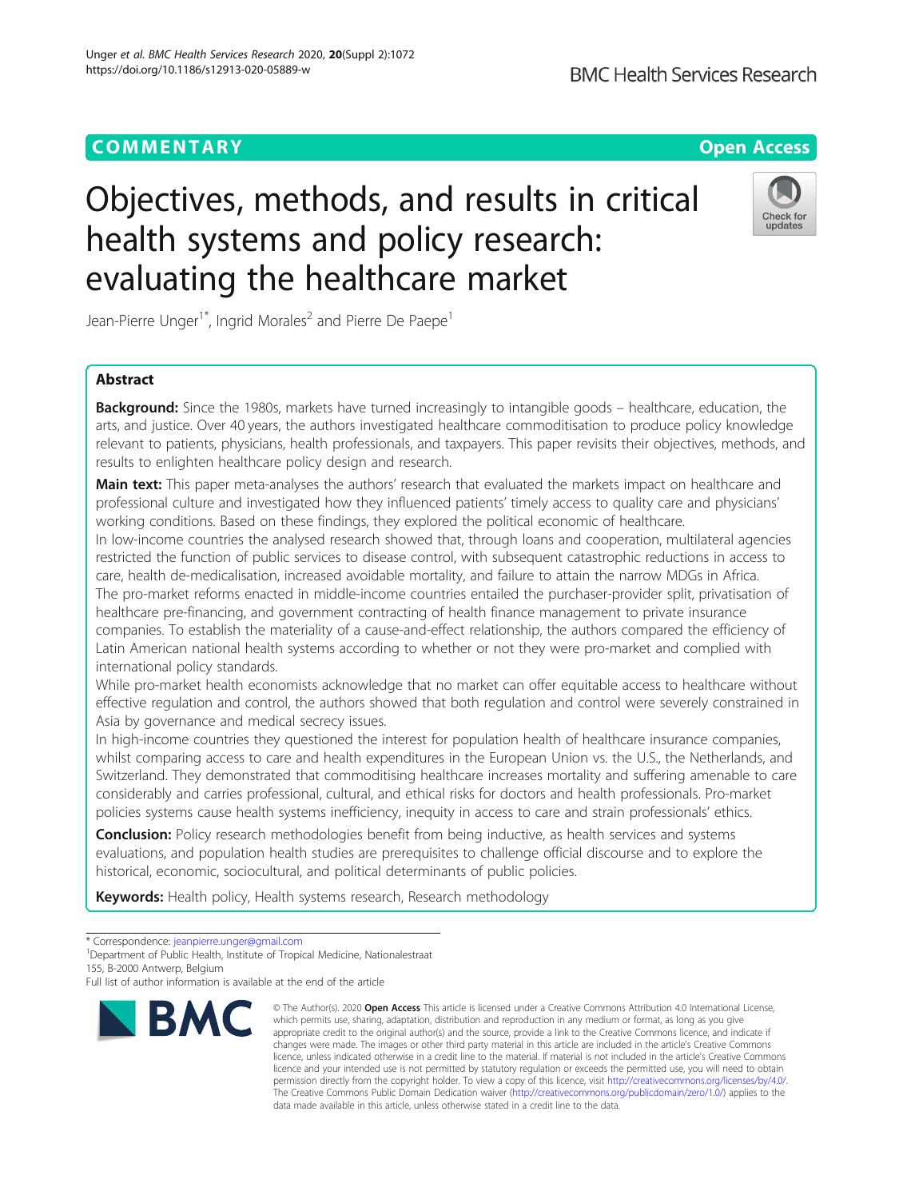COMMENTARY

Open Access

# Objectives, methods, and results in critical health systems and policy research: evaluating the healthcare market

Jean-Pierre Unger[1*], Ingrid Morales[2] and Pierre De Paepe[1]

## Abstract

**Background:** Since the 1980s, markets have turned increasingly to intangible goods – healthcare, education, the arts, and justice. Over 40 years, the authors investigated healthcare commoditisation to produce policy knowledge relevant to patients, physicians, health professionals, and taxpayers. This paper revisits their objectives, methods, and results to enlighten healthcare policy design and research.

**Main text:** This paper meta-analyses the authors' research that evaluated the markets impact on healthcare and professional culture and investigated how they influenced patients' timely access to quality care and physicians' working conditions. Based on these findings, they explored the political economic of healthcare.

In low-income countries the analysed research showed that, through loans and cooperation, multilateral agencies restricted the function of public services to disease control, with subsequent catastrophic reductions in access to care, health de-medicalisation, increased avoidable mortality, and failure to attain the narrow MDGs in Africa.

The pro-market reforms enacted in middle-income countries entailed the purchaser-provider split, privatisation of healthcare pre-financing, and government contracting of health finance management to private insurance companies. To establish the materiality of a cause-and-effect relationship, the authors compared the efficiency of Latin American national health systems according to whether or not they were pro-market and complied with international policy standards.

While pro-market health economists acknowledge that no market can offer equitable access to healthcare without effective regulation and control, the authors showed that both regulation and control were severely constrained in Asia by governance and medical secrecy issues.

In high-income countries they questioned the interest for population health of healthcare insurance companies, whilst comparing access to care and health expenditures in the European Union vs. the U.S., the Netherlands, and Switzerland. They demonstrated that commoditising healthcare increases mortality and suffering amenable to care considerably and carries professional, cultural, and ethical risks for doctors and health professionals. Pro-market policies systems cause health systems inefficiency, inequity in access to care and strain professionals' ethics.

**Conclusion:** Policy research methodologies benefit from being inductive, as health services and systems evaluations, and population health studies are prerequisites to challenge official discourse and to explore the historical, economic, sociocultural, and political determinants of public policies.

**Keywords:** Health policy, Health systems research, Research methodology

* Correspondence: jeanpierre.unger@gmail.com

[1]Department of Public Health, Institute of Tropical Medicine, Nationalestraat 155, B-2000 Antwerp, Belgium

Full list of author information is available at the end of the article

© The Author(s). 2020 **Open Access** This article is licensed under a Creative Commons Attribution 4.0 International License, which permits use, sharing, adaptation, distribution and reproduction in any medium or format, as long as you give appropriate credit to the original author(s) and the source, provide a link to the Creative Commons licence, and indicate if changes were made. The images or other third party material in this article are included in the article's Creative Commons licence, unless indicated otherwise in a credit line to the material. If material is not included in the article's Creative Commons licence and your intended use is not permitted by statutory regulation or exceeds the permitted use, you will need to obtain permission directly from the copyright holder. To view a copy of this licence, visit http://creativecommons.org/licenses/by/4.0/. The Creative Commons Public Domain Dedication waiver (http://creativecommons.org/publicdomain/zero/1.0/) applies to the data made available in this article, unless otherwise stated in a credit line to the data.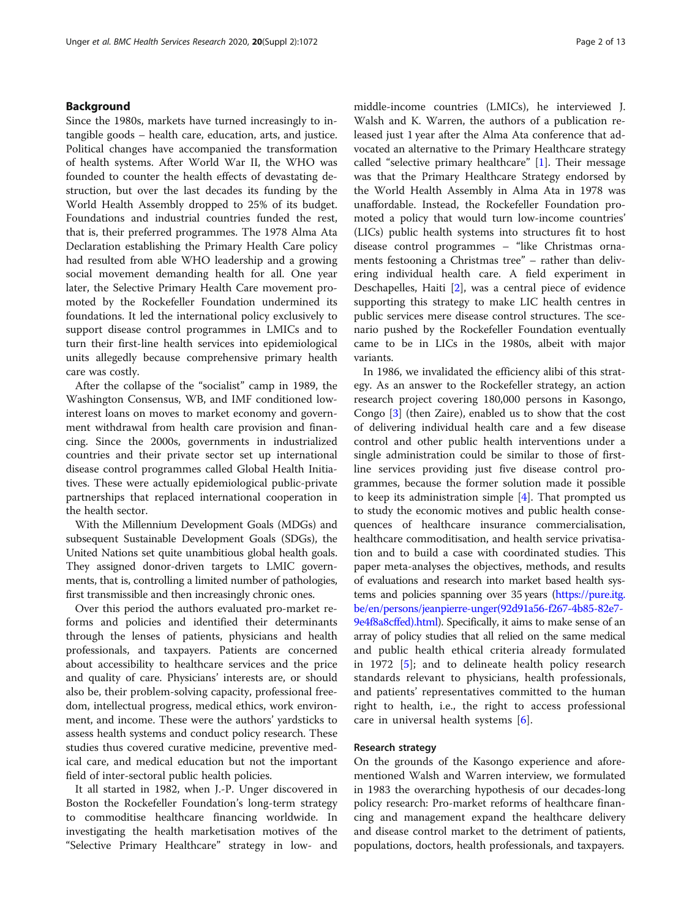## Background

Since the 1980s, markets have turned increasingly to intangible goods – health care, education, arts, and justice. Political changes have accompanied the transformation of health systems. After World War II, the WHO was founded to counter the health effects of devastating destruction, but over the last decades its funding by the World Health Assembly dropped to 25% of its budget. Foundations and industrial countries funded the rest, that is, their preferred programmes. The 1978 Alma Ata Declaration establishing the Primary Health Care policy had resulted from able WHO leadership and a growing social movement demanding health for all. One year later, the Selective Primary Health Care movement promoted by the Rockefeller Foundation undermined its foundations. It led the international policy exclusively to support disease control programmes in LMICs and to turn their first-line health services into epidemiological units allegedly because comprehensive primary health care was costly.

After the collapse of the "socialist" camp in 1989, the Washington Consensus, WB, and IMF conditioned low-interest loans on moves to market economy and government withdrawal from health care provision and financing. Since the 2000s, governments in industrialized countries and their private sector set up international disease control programmes called Global Health Initiatives. These were actually epidemiological public-private partnerships that replaced international cooperation in the health sector.

With the Millennium Development Goals (MDGs) and subsequent Sustainable Development Goals (SDGs), the United Nations set quite unambitious global health goals. They assigned donor-driven targets to LMIC governments, that is, controlling a limited number of pathologies, first transmissible and then increasingly chronic ones.

Over this period the authors evaluated pro-market reforms and policies and identified their determinants through the lenses of patients, physicians and health professionals, and taxpayers. Patients are concerned about accessibility to healthcare services and the price and quality of care. Physicians' interests are, or should also be, their problem-solving capacity, professional freedom, intellectual progress, medical ethics, work environment, and income. These were the authors' yardsticks to assess health systems and conduct policy research. These studies thus covered curative medicine, preventive medical care, and medical education but not the important field of inter-sectoral public health policies.

It all started in 1982, when J.-P. Unger discovered in Boston the Rockefeller Foundation's long-term strategy to commoditise healthcare financing worldwide. In investigating the health marketisation motives of the "Selective Primary Healthcare" strategy in low- and middle-income countries (LMICs), he interviewed J. Walsh and K. Warren, the authors of a publication released just 1 year after the Alma Ata conference that advocated an alternative to the Primary Healthcare strategy called "selective primary healthcare" [1]. Their message was that the Primary Healthcare Strategy endorsed by the World Health Assembly in Alma Ata in 1978 was unaffordable. Instead, the Rockefeller Foundation promoted a policy that would turn low-income countries' (LICs) public health systems into structures fit to host disease control programmes – "like Christmas ornaments festooning a Christmas tree" – rather than delivering individual health care. A field experiment in Deschapelles, Haiti [2], was a central piece of evidence supporting this strategy to make LIC health centres in public services mere disease control structures. The scenario pushed by the Rockefeller Foundation eventually came to be in LICs in the 1980s, albeit with major variants.

In 1986, we invalidated the efficiency alibi of this strategy. As an answer to the Rockefeller strategy, an action research project covering 180,000 persons in Kasongo, Congo [3] (then Zaire), enabled us to show that the cost of delivering individual health care and a few disease control and other public health interventions under a single administration could be similar to those of first-line services providing just five disease control programmes, because the former solution made it possible to keep its administration simple [4]. That prompted us to study the economic motives and public health consequences of healthcare insurance commercialisation, healthcare commoditisation, and health service privatisation and to build a case with coordinated studies. This paper meta-analyses the objectives, methods, and results of evaluations and research into market based health systems and policies spanning over 35 years (https://pure.itg.be/en/persons/jeanpierre-unger(92d91a56-f267-4b85-82e7-9e4f8a8cffed).html). Specifically, it aims to make sense of an array of policy studies that all relied on the same medical and public health ethical criteria already formulated in 1972 [5]; and to delineate health policy research standards relevant to physicians, health professionals, and patients' representatives committed to the human right to health, i.e., the right to access professional care in universal health systems [6].

### Research strategy

On the grounds of the Kasongo experience and aforementioned Walsh and Warren interview, we formulated in 1983 the overarching hypothesis of our decades-long policy research: Pro-market reforms of healthcare financing and management expand the healthcare delivery and disease control market to the detriment of patients, populations, doctors, health professionals, and taxpayers.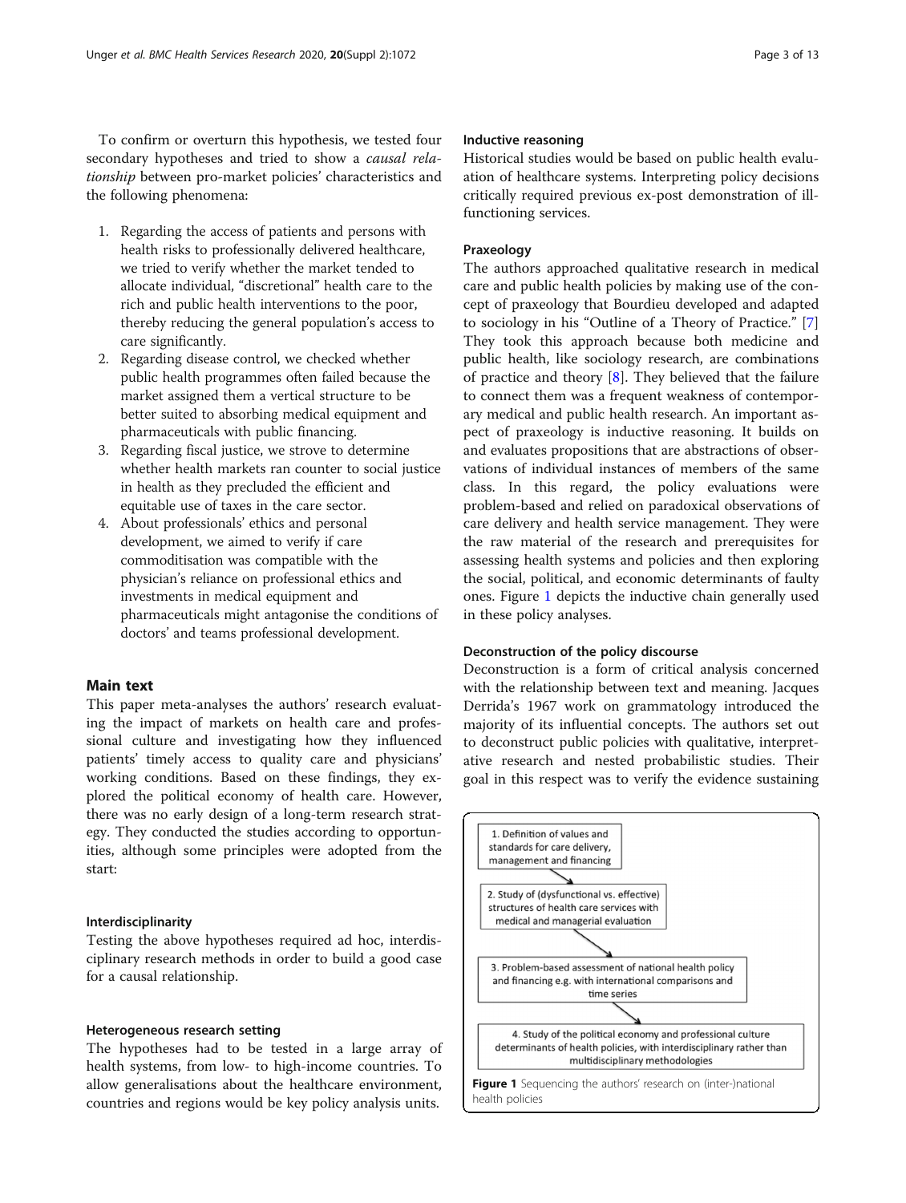To confirm or overturn this hypothesis, we tested four secondary hypotheses and tried to show a *causal relationship* between pro-market policies' characteristics and the following phenomena:

1. Regarding the access of patients and persons with health risks to professionally delivered healthcare, we tried to verify whether the market tended to allocate individual, "discretional" health care to the rich and public health interventions to the poor, thereby reducing the general population's access to care significantly.
2. Regarding disease control, we checked whether public health programmes often failed because the market assigned them a vertical structure to be better suited to absorbing medical equipment and pharmaceuticals with public financing.
3. Regarding fiscal justice, we strove to determine whether health markets ran counter to social justice in health as they precluded the efficient and equitable use of taxes in the care sector.
4. About professionals' ethics and personal development, we aimed to verify if care commoditisation was compatible with the physician's reliance on professional ethics and investments in medical equipment and pharmaceuticals might antagonise the conditions of doctors' and teams professional development.

## Main text

This paper meta-analyses the authors' research evaluating the impact of markets on health care and professional culture and investigating how they influenced patients' timely access to quality care and physicians' working conditions. Based on these findings, they explored the political economy of health care. However, there was no early design of a long-term research strategy. They conducted the studies according to opportunities, although some principles were adopted from the start:

### Interdisciplinarity

Testing the above hypotheses required ad hoc, interdisciplinary research methods in order to build a good case for a causal relationship.

### Heterogeneous research setting

The hypotheses had to be tested in a large array of health systems, from low- to high-income countries. To allow generalisations about the healthcare environment, countries and regions would be key policy analysis units.

### Inductive reasoning

Historical studies would be based on public health evaluation of healthcare systems. Interpreting policy decisions critically required previous ex-post demonstration of ill-functioning services.

### Praxeology

The authors approached qualitative research in medical care and public health policies by making use of the concept of praxeology that Bourdieu developed and adapted to sociology in his "Outline of a Theory of Practice." [7] They took this approach because both medicine and public health, like sociology research, are combinations of practice and theory [8]. They believed that the failure to connect them was a frequent weakness of contemporary medical and public health research. An important aspect of praxeology is inductive reasoning. It builds on and evaluates propositions that are abstractions of observations of individual instances of members of the same class. In this regard, the policy evaluations were problem-based and relied on paradoxical observations of care delivery and health service management. They were the raw material of the research and prerequisites for assessing health systems and policies and then exploring the social, political, and economic determinants of faulty ones. Figure 1 depicts the inductive chain generally used in these policy analyses.

### Deconstruction of the policy discourse

Deconstruction is a form of critical analysis concerned with the relationship between text and meaning. Jacques Derrida's 1967 work on grammatology introduced the majority of its influential concepts. The authors set out to deconstruct public policies with qualitative, interpretative research and nested probabilistic studies. Their goal in this respect was to verify the evidence sustaining

1. Definition of values and standards for care delivery, management and financing
2. Study of (dysfunctional vs. effective) structures of health care services with medical and managerial evaluation
3. Problem-based assessment of national health policy and financing e.g. with international comparisons and time series
4. Study of the political economy and professional culture determinants of health policies, with interdisciplinary rather than multidisciplinary methodologies

**Figure 1** Sequencing the authors' research on (inter-)national health policies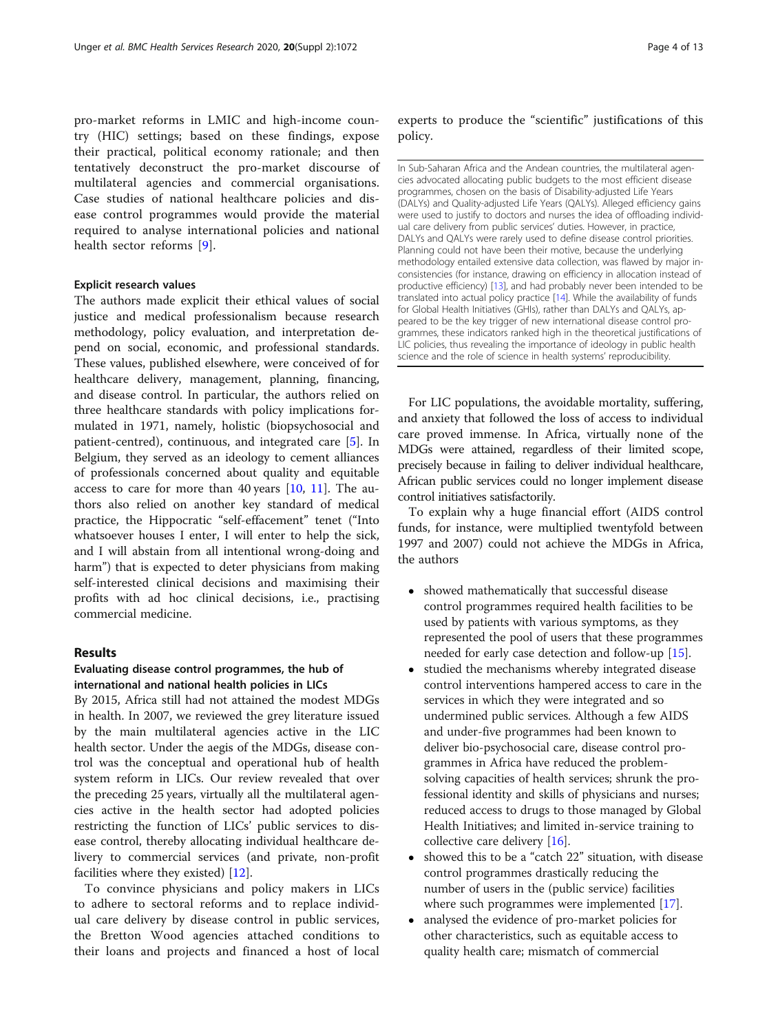pro-market reforms in LMIC and high-income country (HIC) settings; based on these findings, expose their practical, political economy rationale; and then tentatively deconstruct the pro-market discourse of multilateral agencies and commercial organisations. Case studies of national healthcare policies and disease control programmes would provide the material required to analyse international policies and national health sector reforms [9].

### Explicit research values

The authors made explicit their ethical values of social justice and medical professionalism because research methodology, policy evaluation, and interpretation depend on social, economic, and professional standards. These values, published elsewhere, were conceived of for healthcare delivery, management, planning, financing, and disease control. In particular, the authors relied on three healthcare standards with policy implications formulated in 1971, namely, holistic (biopsychosocial and patient-centred), continuous, and integrated care [5]. In Belgium, they served as an ideology to cement alliances of professionals concerned about quality and equitable access to care for more than 40 years [10, 11]. The authors also relied on another key standard of medical practice, the Hippocratic "self-effacement" tenet ("Into whatsoever houses I enter, I will enter to help the sick, and I will abstain from all intentional wrong-doing and harm") that is expected to deter physicians from making self-interested clinical decisions and maximising their profits with ad hoc clinical decisions, i.e., practising commercial medicine.

## Results

### Evaluating disease control programmes, the hub of international and national health policies in LICs

By 2015, Africa still had not attained the modest MDGs in health. In 2007, we reviewed the grey literature issued by the main multilateral agencies active in the LIC health sector. Under the aegis of the MDGs, disease control was the conceptual and operational hub of health system reform in LICs. Our review revealed that over the preceding 25 years, virtually all the multilateral agencies active in the health sector had adopted policies restricting the function of LICs' public services to disease control, thereby allocating individual healthcare delivery to commercial services (and private, non-profit facilities where they existed) [12].

To convince physicians and policy makers in LICs to adhere to sectoral reforms and to replace individual care delivery by disease control in public services, the Bretton Wood agencies attached conditions to their loans and projects and financed a host of local experts to produce the "scientific" justifications of this policy.

> In Sub-Saharan Africa and the Andean countries, the multilateral agencies advocated allocating public budgets to the most efficient disease programmes, chosen on the basis of Disability-adjusted Life Years (DALYs) and Quality-adjusted Life Years (QALYs). Alleged efficiency gains were used to justify to doctors and nurses the idea of offloading individual care delivery from public services' duties. However, in practice, DALYs and QALYs were rarely used to define disease control priorities. Planning could not have been their motive, because the underlying methodology entailed extensive data collection, was flawed by major inconsistencies (for instance, drawing on efficiency in allocation instead of productive efficiency) [13], and had probably never been intended to be translated into actual policy practice [14]. While the availability of funds for Global Health Initiatives (GHIs), rather than DALYs and QALYs, appeared to be the key trigger of new international disease control programmes, these indicators ranked high in the theoretical justifications of LIC policies, thus revealing the importance of ideology in public health science and the role of science in health systems' reproducibility.

For LIC populations, the avoidable mortality, suffering, and anxiety that followed the loss of access to individual care proved immense. In Africa, virtually none of the MDGs were attained, regardless of their limited scope, precisely because in failing to deliver individual healthcare, African public services could no longer implement disease control initiatives satisfactorily.

To explain why a huge financial effort (AIDS control funds, for instance, were multiplied twentyfold between 1997 and 2007) could not achieve the MDGs in Africa, the authors

- showed mathematically that successful disease control programmes required health facilities to be used by patients with various symptoms, as they represented the pool of users that these programmes needed for early case detection and follow-up [15].
- studied the mechanisms whereby integrated disease control interventions hampered access to care in the services in which they were integrated and so undermined public services. Although a few AIDS and under-five programmes had been known to deliver bio-psychosocial care, disease control programmes in Africa have reduced the problem-solving capacities of health services; shrunk the professional identity and skills of physicians and nurses; reduced access to drugs to those managed by Global Health Initiatives; and limited in-service training to collective care delivery [16].
- showed this to be a "catch 22" situation, with disease control programmes drastically reducing the number of users in the (public service) facilities where such programmes were implemented [17].
- analysed the evidence of pro-market policies for other characteristics, such as equitable access to quality health care; mismatch of commercial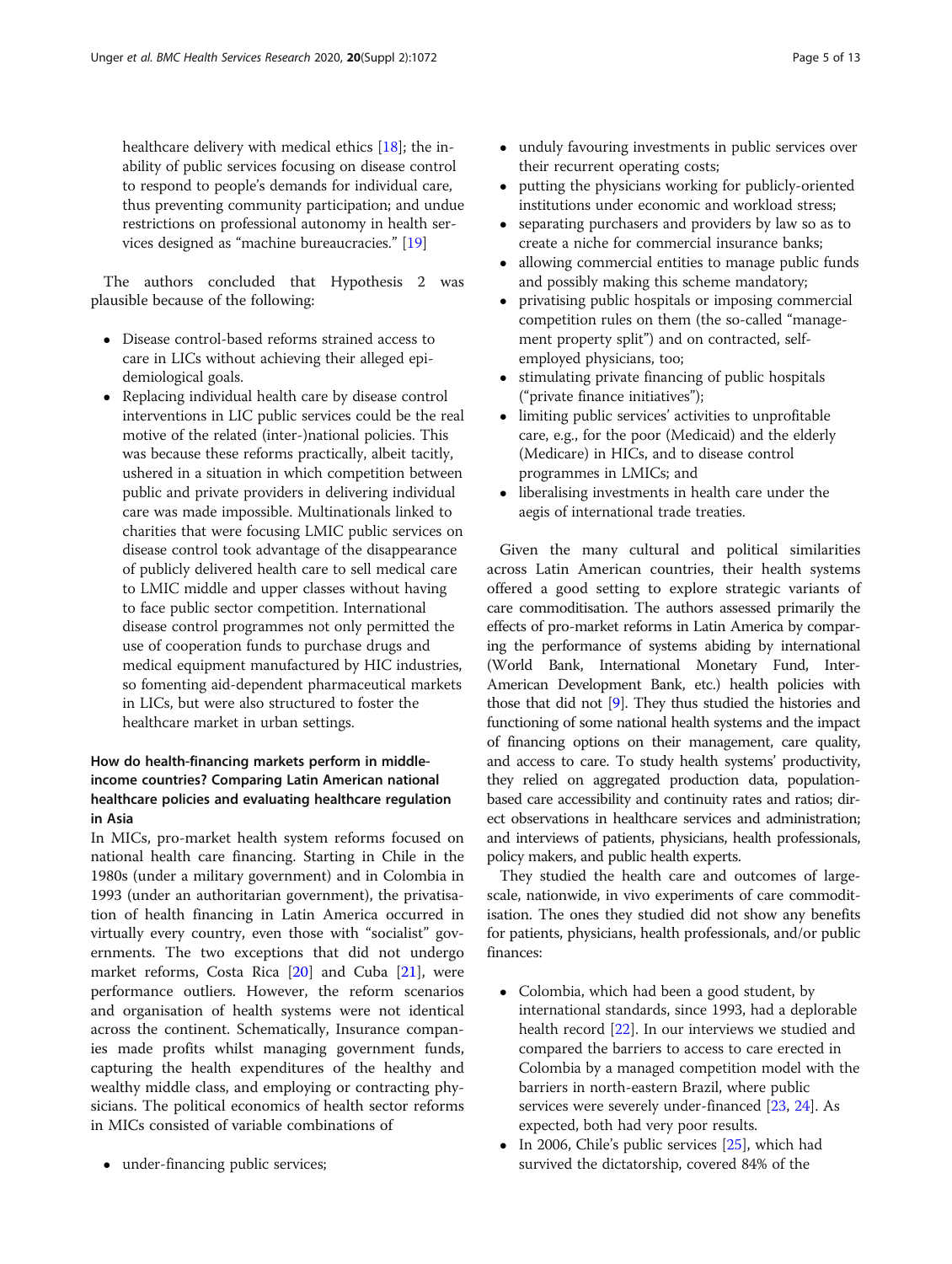healthcare delivery with medical ethics [18]; the inability of public services focusing on disease control to respond to people's demands for individual care, thus preventing community participation; and undue restrictions on professional autonomy in health services designed as "machine bureaucracies." [19]

The authors concluded that Hypothesis 2 was plausible because of the following:

- Disease control-based reforms strained access to care in LICs without achieving their alleged epidemiological goals.
- Replacing individual health care by disease control interventions in LIC public services could be the real motive of the related (inter-)national policies. This was because these reforms practically, albeit tacitly, ushered in a situation in which competition between public and private providers in delivering individual care was made impossible. Multinationals linked to charities that were focusing LMIC public services on disease control took advantage of the disappearance of publicly delivered health care to sell medical care to LMIC middle and upper classes without having to face public sector competition. International disease control programmes not only permitted the use of cooperation funds to purchase drugs and medical equipment manufactured by HIC industries, so fomenting aid-dependent pharmaceutical markets in LICs, but were also structured to foster the healthcare market in urban settings.

### How do health-financing markets perform in middle-income countries? Comparing Latin American national healthcare policies and evaluating healthcare regulation in Asia

In MICs, pro-market health system reforms focused on national health care financing. Starting in Chile in the 1980s (under a military government) and in Colombia in 1993 (under an authoritarian government), the privatisation of health financing in Latin America occurred in virtually every country, even those with "socialist" governments. The two exceptions that did not undergo market reforms, Costa Rica [20] and Cuba [21], were performance outliers. However, the reform scenarios and organisation of health systems were not identical across the continent. Schematically, Insurance companies made profits whilst managing government funds, capturing the health expenditures of the healthy and wealthy middle class, and employing or contracting physicians. The political economics of health sector reforms in MICs consisted of variable combinations of

- under-financing public services;
- unduly favouring investments in public services over their recurrent operating costs;
- putting the physicians working for publicly-oriented institutions under economic and workload stress;
- separating purchasers and providers by law so as to create a niche for commercial insurance banks;
- allowing commercial entities to manage public funds and possibly making this scheme mandatory;
- privatising public hospitals or imposing commercial competition rules on them (the so-called "management property split") and on contracted, self-employed physicians, too;
- stimulating private financing of public hospitals ("private finance initiatives");
- limiting public services' activities to unprofitable care, e.g., for the poor (Medicaid) and the elderly (Medicare) in HICs, and to disease control programmes in LMICs; and
- liberalising investments in health care under the aegis of international trade treaties.

Given the many cultural and political similarities across Latin American countries, their health systems offered a good setting to explore strategic variants of care commoditisation. The authors assessed primarily the effects of pro-market reforms in Latin America by comparing the performance of systems abiding by international (World Bank, International Monetary Fund, Inter-American Development Bank, etc.) health policies with those that did not [9]. They thus studied the histories and functioning of some national health systems and the impact of financing options on their management, care quality, and access to care. To study health systems' productivity, they relied on aggregated production data, population-based care accessibility and continuity rates and ratios; direct observations in healthcare services and administration; and interviews of patients, physicians, health professionals, policy makers, and public health experts.

They studied the health care and outcomes of large-scale, nationwide, in vivo experiments of care commoditisation. The ones they studied did not show any benefits for patients, physicians, health professionals, and/or public finances:

- Colombia, which had been a good student, by international standards, since 1993, had a deplorable health record [22]. In our interviews we studied and compared the barriers to access to care erected in Colombia by a managed competition model with the barriers in north-eastern Brazil, where public services were severely under-financed [23, 24]. As expected, both had very poor results.
- In 2006, Chile's public services [25], which had survived the dictatorship, covered 84% of the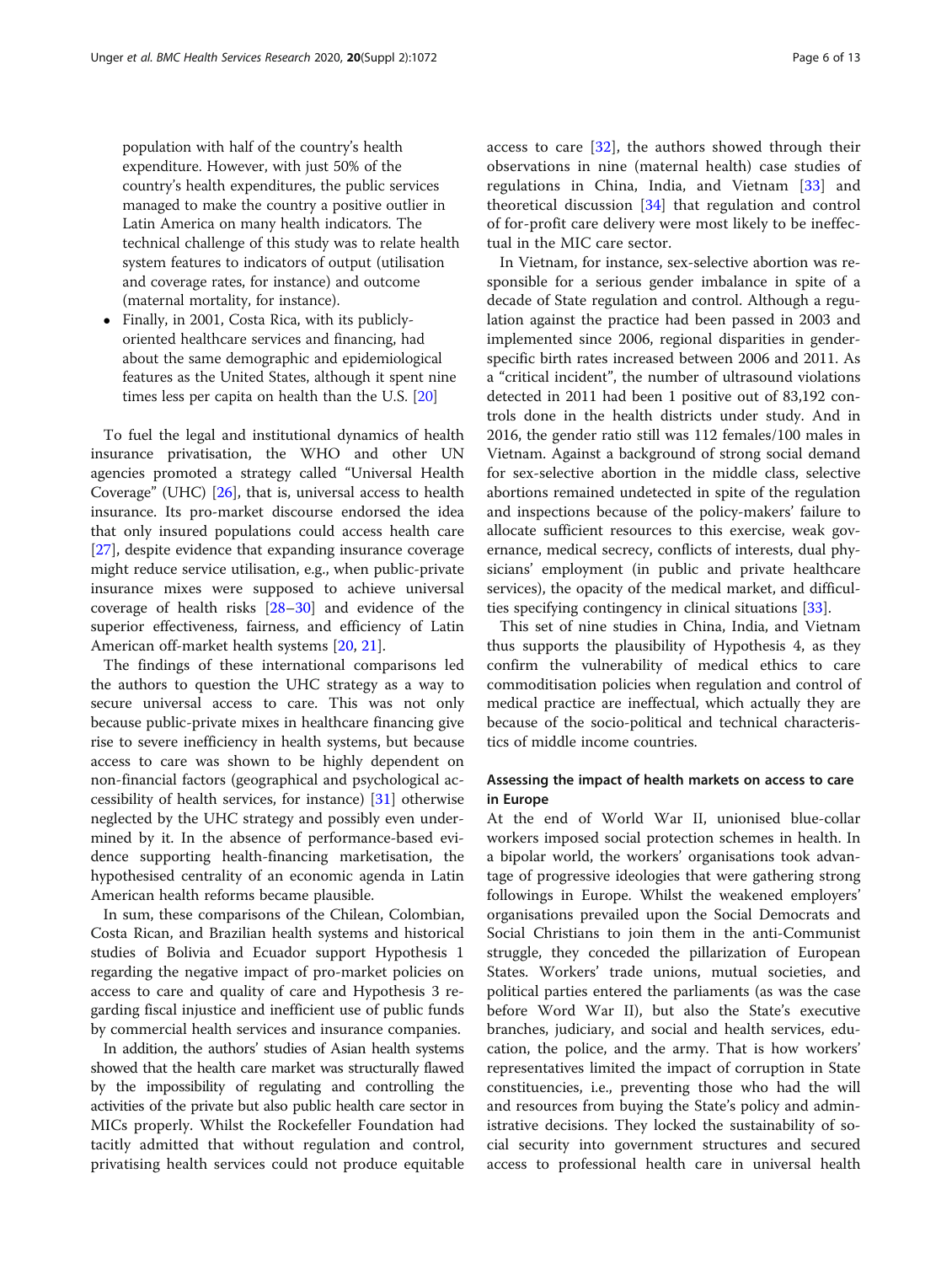population with half of the country's health expenditure. However, with just 50% of the country's health expenditures, the public services managed to make the country a positive outlier in Latin America on many health indicators. The technical challenge of this study was to relate health system features to indicators of output (utilisation and coverage rates, for instance) and outcome (maternal mortality, for instance).

- Finally, in 2001, Costa Rica, with its publicly-oriented healthcare services and financing, had about the same demographic and epidemiological features as the United States, although it spent nine times less per capita on health than the U.S. [20]

To fuel the legal and institutional dynamics of health insurance privatisation, the WHO and other UN agencies promoted a strategy called "Universal Health Coverage" (UHC) [26], that is, universal access to health insurance. Its pro-market discourse endorsed the idea that only insured populations could access health care [27], despite evidence that expanding insurance coverage might reduce service utilisation, e.g., when public-private insurance mixes were supposed to achieve universal coverage of health risks [28–30] and evidence of the superior effectiveness, fairness, and efficiency of Latin American off-market health systems [20, 21].

The findings of these international comparisons led the authors to question the UHC strategy as a way to secure universal access to care. This was not only because public-private mixes in healthcare financing give rise to severe inefficiency in health systems, but because access to care was shown to be highly dependent on non-financial factors (geographical and psychological accessibility of health services, for instance) [31] otherwise neglected by the UHC strategy and possibly even undermined by it. In the absence of performance-based evidence supporting health-financing marketisation, the hypothesised centrality of an economic agenda in Latin American health reforms became plausible.

In sum, these comparisons of the Chilean, Colombian, Costa Rican, and Brazilian health systems and historical studies of Bolivia and Ecuador support Hypothesis 1 regarding the negative impact of pro-market policies on access to care and quality of care and Hypothesis 3 regarding fiscal injustice and inefficient use of public funds by commercial health services and insurance companies.

In addition, the authors' studies of Asian health systems showed that the health care market was structurally flawed by the impossibility of regulating and controlling the activities of the private but also public health care sector in MICs properly. Whilst the Rockefeller Foundation had tacitly admitted that without regulation and control, privatising health services could not produce equitable access to care [32], the authors showed through their observations in nine (maternal health) case studies of regulations in China, India, and Vietnam [33] and theoretical discussion [34] that regulation and control of for-profit care delivery were most likely to be ineffectual in the MIC care sector.

In Vietnam, for instance, sex-selective abortion was responsible for a serious gender imbalance in spite of a decade of State regulation and control. Although a regulation against the practice had been passed in 2003 and implemented since 2006, regional disparities in gender-specific birth rates increased between 2006 and 2011. As a "critical incident", the number of ultrasound violations detected in 2011 had been 1 positive out of 83,192 controls done in the health districts under study. And in 2016, the gender ratio still was 112 females/100 males in Vietnam. Against a background of strong social demand for sex-selective abortion in the middle class, selective abortions remained undetected in spite of the regulation and inspections because of the policy-makers' failure to allocate sufficient resources to this exercise, weak governance, medical secrecy, conflicts of interests, dual physicians' employment (in public and private healthcare services), the opacity of the medical market, and difficulties specifying contingency in clinical situations [33].

This set of nine studies in China, India, and Vietnam thus supports the plausibility of Hypothesis 4, as they confirm the vulnerability of medical ethics to care commoditisation policies when regulation and control of medical practice are ineffectual, which actually they are because of the socio-political and technical characteristics of middle income countries.

## Assessing the impact of health markets on access to care in Europe

At the end of World War II, unionised blue-collar workers imposed social protection schemes in health. In a bipolar world, the workers' organisations took advantage of progressive ideologies that were gathering strong followings in Europe. Whilst the weakened employers' organisations prevailed upon the Social Democrats and Social Christians to join them in the anti-Communist struggle, they conceded the pillarization of European States. Workers' trade unions, mutual societies, and political parties entered the parliaments (as was the case before Word War II), but also the State's executive branches, judiciary, and social and health services, education, the police, and the army. That is how workers' representatives limited the impact of corruption in State constituencies, i.e., preventing those who had the will and resources from buying the State's policy and administrative decisions. They locked the sustainability of social security into government structures and secured access to professional health care in universal health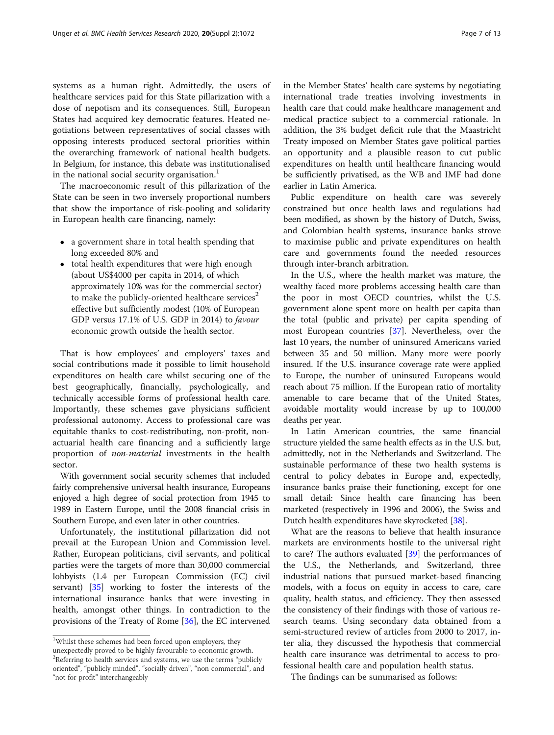systems as a human right. Admittedly, the users of healthcare services paid for this State pillarization with a dose of nepotism and its consequences. Still, European States had acquired key democratic features. Heated negotiations between representatives of social classes with opposing interests produced sectoral priorities within the overarching framework of national health budgets. In Belgium, for instance, this debate was institutionalised in the national social security organisation.[1]

The macroeconomic result of this pillarization of the State can be seen in two inversely proportional numbers that show the importance of risk-pooling and solidarity in European health care financing, namely:

- a government share in total health spending that long exceeded 80% and
- total health expenditures that were high enough (about US$4000 per capita in 2014, of which approximately 10% was for the commercial sector) to make the publicly-oriented healthcare services[2] effective but sufficiently modest (10% of European GDP versus 17.1% of U.S. GDP in 2014) to *favour* economic growth outside the health sector.

That is how employees' and employers' taxes and social contributions made it possible to limit household expenditures on health care whilst securing one of the best geographically, financially, psychologically, and technically accessible forms of professional health care. Importantly, these schemes gave physicians sufficient professional autonomy. Access to professional care was equitable thanks to cost-redistributing, non-profit, non-actuarial health care financing and a sufficiently large proportion of *non-material* investments in the health sector.

With government social security schemes that included fairly comprehensive universal health insurance, Europeans enjoyed a high degree of social protection from 1945 to 1989 in Eastern Europe, until the 2008 financial crisis in Southern Europe, and even later in other countries.

Unfortunately, the institutional pillarization did not prevail at the European Union and Commission level. Rather, European politicians, civil servants, and political parties were the targets of more than 30,000 commercial lobbyists (1.4 per European Commission (EC) civil servant) [35] working to foster the interests of the international insurance banks that were investing in health, amongst other things. In contradiction to the provisions of the Treaty of Rome [36], the EC intervened in the Member States' health care systems by negotiating international trade treaties involving investments in health care that could make healthcare management and medical practice subject to a commercial rationale. In addition, the 3% budget deficit rule that the Maastricht Treaty imposed on Member States gave political parties an opportunity and a plausible reason to cut public expenditures on health until healthcare financing would be sufficiently privatised, as the WB and IMF had done earlier in Latin America.

Public expenditure on health care was severely constrained but once health laws and regulations had been modified, as shown by the history of Dutch, Swiss, and Colombian health systems, insurance banks strove to maximise public and private expenditures on health care and governments found the needed resources through inter-branch arbitration.

In the U.S., where the health market was mature, the wealthy faced more problems accessing health care than the poor in most OECD countries, whilst the U.S. government alone spent more on health per capita than the total (public and private) per capita spending of most European countries [37]. Nevertheless, over the last 10 years, the number of uninsured Americans varied between 35 and 50 million. Many more were poorly insured. If the U.S. insurance coverage rate were applied to Europe, the number of uninsured Europeans would reach about 75 million. If the European ratio of mortality amenable to care became that of the United States, avoidable mortality would increase by up to 100,000 deaths per year.

In Latin American countries, the same financial structure yielded the same health effects as in the U.S. but, admittedly, not in the Netherlands and Switzerland. The sustainable performance of these two health systems is central to policy debates in Europe and, expectedly, insurance banks praise their functioning, except for one small detail: Since health care financing has been marketed (respectively in 1996 and 2006), the Swiss and Dutch health expenditures have skyrocketed [38].

What are the reasons to believe that health insurance markets are environments hostile to the universal right to care? The authors evaluated [39] the performances of the U.S., the Netherlands, and Switzerland, three industrial nations that pursued market-based financing models, with a focus on equity in access to care, care quality, health status, and efficiency. They then assessed the consistency of their findings with those of various research teams. Using secondary data obtained from a semi-structured review of articles from 2000 to 2017, inter alia, they discussed the hypothesis that commercial health care insurance was detrimental to access to professional health care and population health status.

The findings can be summarised as follows:

[1] Whilst these schemes had been forced upon employers, they unexpectedly proved to be highly favourable to economic growth.

[2] Referring to health services and systems, we use the terms "publicly oriented", "publicly minded", "socially driven", "non commercial", and "not for profit" interchangeably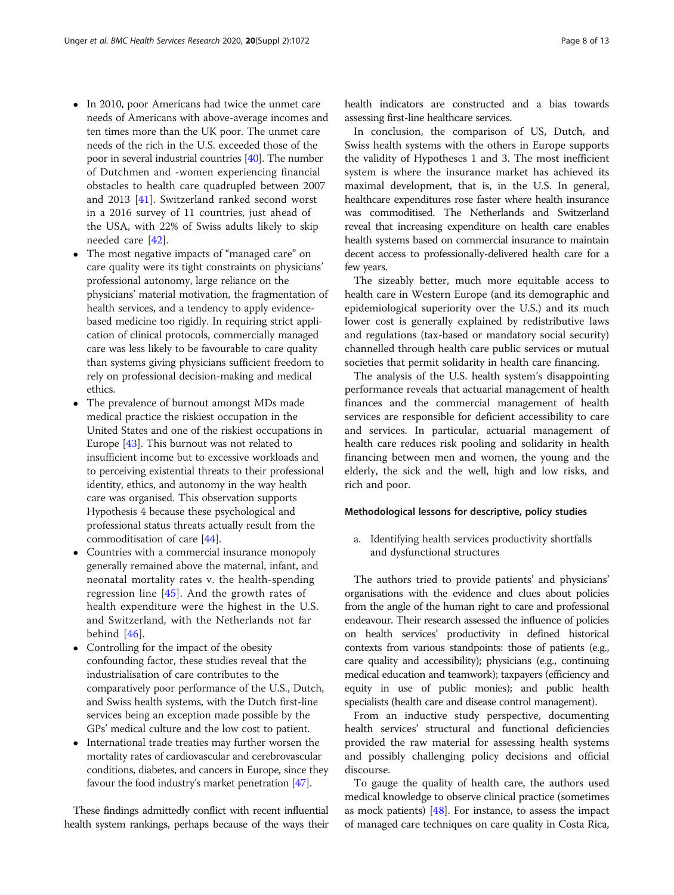- In 2010, poor Americans had twice the unmet care needs of Americans with above-average incomes and ten times more than the UK poor. The unmet care needs of the rich in the U.S. exceeded those of the poor in several industrial countries [40]. The number of Dutchmen and -women experiencing financial obstacles to health care quadrupled between 2007 and 2013 [41]. Switzerland ranked second worst in a 2016 survey of 11 countries, just ahead of the USA, with 22% of Swiss adults likely to skip needed care [42].
- The most negative impacts of "managed care" on care quality were its tight constraints on physicians' professional autonomy, large reliance on the physicians' material motivation, the fragmentation of health services, and a tendency to apply evidence-based medicine too rigidly. In requiring strict application of clinical protocols, commercially managed care was less likely to be favourable to care quality than systems giving physicians sufficient freedom to rely on professional decision-making and medical ethics.
- The prevalence of burnout amongst MDs made medical practice the riskiest occupation in the United States and one of the riskiest occupations in Europe [43]. This burnout was not related to insufficient income but to excessive workloads and to perceiving existential threats to their professional identity, ethics, and autonomy in the way health care was organised. This observation supports Hypothesis 4 because these psychological and professional status threats actually result from the commoditisation of care [44].
- Countries with a commercial insurance monopoly generally remained above the maternal, infant, and neonatal mortality rates v. the health-spending regression line [45]. And the growth rates of health expenditure were the highest in the U.S. and Switzerland, with the Netherlands not far behind [46].
- Controlling for the impact of the obesity confounding factor, these studies reveal that the industrialisation of care contributes to the comparatively poor performance of the U.S., Dutch, and Swiss health systems, with the Dutch first-line services being an exception made possible by the GPs' medical culture and the low cost to patient.
- International trade treaties may further worsen the mortality rates of cardiovascular and cerebrovascular conditions, diabetes, and cancers in Europe, since they favour the food industry's market penetration [47].

These findings admittedly conflict with recent influential health system rankings, perhaps because of the ways their health indicators are constructed and a bias towards assessing first-line healthcare services.

In conclusion, the comparison of US, Dutch, and Swiss health systems with the others in Europe supports the validity of Hypotheses 1 and 3. The most inefficient system is where the insurance market has achieved its maximal development, that is, in the U.S. In general, healthcare expenditures rose faster where health insurance was commoditised. The Netherlands and Switzerland reveal that increasing expenditure on health care enables health systems based on commercial insurance to maintain decent access to professionally-delivered health care for a few years.

The sizeably better, much more equitable access to health care in Western Europe (and its demographic and epidemiological superiority over the U.S.) and its much lower cost is generally explained by redistributive laws and regulations (tax-based or mandatory social security) channelled through health care public services or mutual societies that permit solidarity in health care financing.

The analysis of the U.S. health system's disappointing performance reveals that actuarial management of health finances and the commercial management of health services are responsible for deficient accessibility to care and services. In particular, actuarial management of health care reduces risk pooling and solidarity in health financing between men and women, the young and the elderly, the sick and the well, high and low risks, and rich and poor.

#### Methodological lessons for descriptive, policy studies

a. Identifying health services productivity shortfalls and dysfunctional structures

The authors tried to provide patients' and physicians' organisations with the evidence and clues about policies from the angle of the human right to care and professional endeavour. Their research assessed the influence of policies on health services' productivity in defined historical contexts from various standpoints: those of patients (e.g., care quality and accessibility); physicians (e.g., continuing medical education and teamwork); taxpayers (efficiency and equity in use of public monies); and public health specialists (health care and disease control management).

From an inductive study perspective, documenting health services' structural and functional deficiencies provided the raw material for assessing health systems and possibly challenging policy decisions and official discourse.

To gauge the quality of health care, the authors used medical knowledge to observe clinical practice (sometimes as mock patients) [48]. For instance, to assess the impact of managed care techniques on care quality in Costa Rica,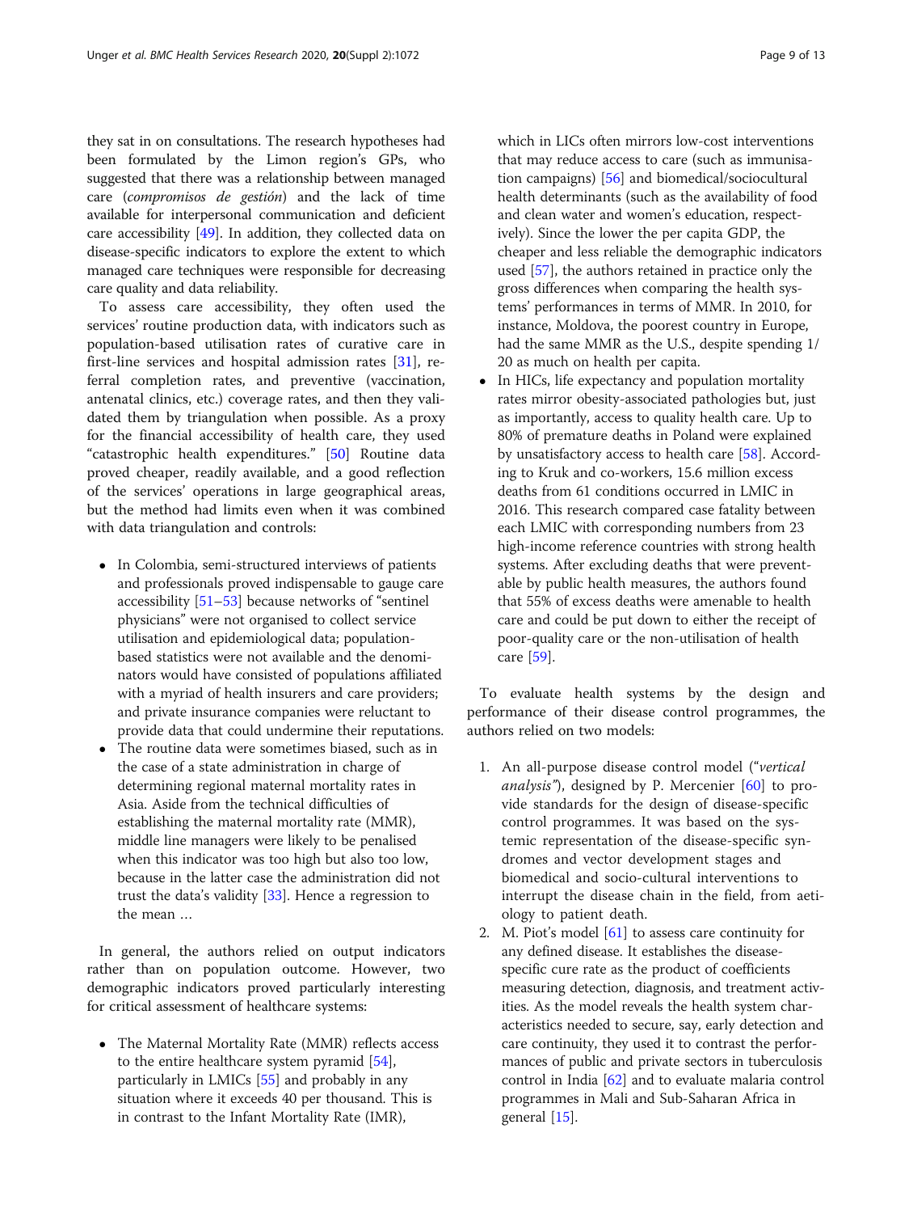they sat in on consultations. The research hypotheses had been formulated by the Limon region's GPs, who suggested that there was a relationship between managed care (*compromisos de gestión*) and the lack of time available for interpersonal communication and deficient care accessibility [49]. In addition, they collected data on disease-specific indicators to explore the extent to which managed care techniques were responsible for decreasing care quality and data reliability.

To assess care accessibility, they often used the services' routine production data, with indicators such as population-based utilisation rates of curative care in first-line services and hospital admission rates [31], referral completion rates, and preventive (vaccination, antenatal clinics, etc.) coverage rates, and then they validated them by triangulation when possible. As a proxy for the financial accessibility of health care, they used "catastrophic health expenditures." [50] Routine data proved cheaper, readily available, and a good reflection of the services' operations in large geographical areas, but the method had limits even when it was combined with data triangulation and controls:

- In Colombia, semi-structured interviews of patients and professionals proved indispensable to gauge care accessibility [51–53] because networks of "sentinel physicians" were not organised to collect service utilisation and epidemiological data; population-based statistics were not available and the denominators would have consisted of populations affiliated with a myriad of health insurers and care providers; and private insurance companies were reluctant to provide data that could undermine their reputations.
- The routine data were sometimes biased, such as in the case of a state administration in charge of determining regional maternal mortality rates in Asia. Aside from the technical difficulties of establishing the maternal mortality rate (MMR), middle line managers were likely to be penalised when this indicator was too high but also too low, because in the latter case the administration did not trust the data's validity [33]. Hence a regression to the mean …

In general, the authors relied on output indicators rather than on population outcome. However, two demographic indicators proved particularly interesting for critical assessment of healthcare systems:

- The Maternal Mortality Rate (MMR) reflects access to the entire healthcare system pyramid [54], particularly in LMICs [55] and probably in any situation where it exceeds 40 per thousand. This is in contrast to the Infant Mortality Rate (IMR), which in LICs often mirrors low-cost interventions that may reduce access to care (such as immunisation campaigns) [56] and biomedical/sociocultural health determinants (such as the availability of food and clean water and women's education, respectively). Since the lower the per capita GDP, the cheaper and less reliable the demographic indicators used [57], the authors retained in practice only the gross differences when comparing the health systems' performances in terms of MMR. In 2010, for instance, Moldova, the poorest country in Europe, had the same MMR as the U.S., despite spending 1/20 as much on health per capita.
- In HICs, life expectancy and population mortality rates mirror obesity-associated pathologies but, just as importantly, access to quality health care. Up to 80% of premature deaths in Poland were explained by unsatisfactory access to health care [58]. According to Kruk and co-workers, 15.6 million excess deaths from 61 conditions occurred in LMIC in 2016. This research compared case fatality between each LMIC with corresponding numbers from 23 high-income reference countries with strong health systems. After excluding deaths that were preventable by public health measures, the authors found that 55% of excess deaths were amenable to health care and could be put down to either the receipt of poor-quality care or the non-utilisation of health care [59].

To evaluate health systems by the design and performance of their disease control programmes, the authors relied on two models:

1. An all-purpose disease control model ("*vertical analysis*"), designed by P. Mercenier [60] to provide standards for the design of disease-specific control programmes. It was based on the systemic representation of the disease-specific syndromes and vector development stages and biomedical and socio-cultural interventions to interrupt the disease chain in the field, from aetiology to patient death.
2. M. Piot's model [61] to assess care continuity for any defined disease. It establishes the disease-specific cure rate as the product of coefficients measuring detection, diagnosis, and treatment activities. As the model reveals the health system characteristics needed to secure, say, early detection and care continuity, they used it to contrast the performances of public and private sectors in tuberculosis control in India [62] and to evaluate malaria control programmes in Mali and Sub-Saharan Africa in general [15].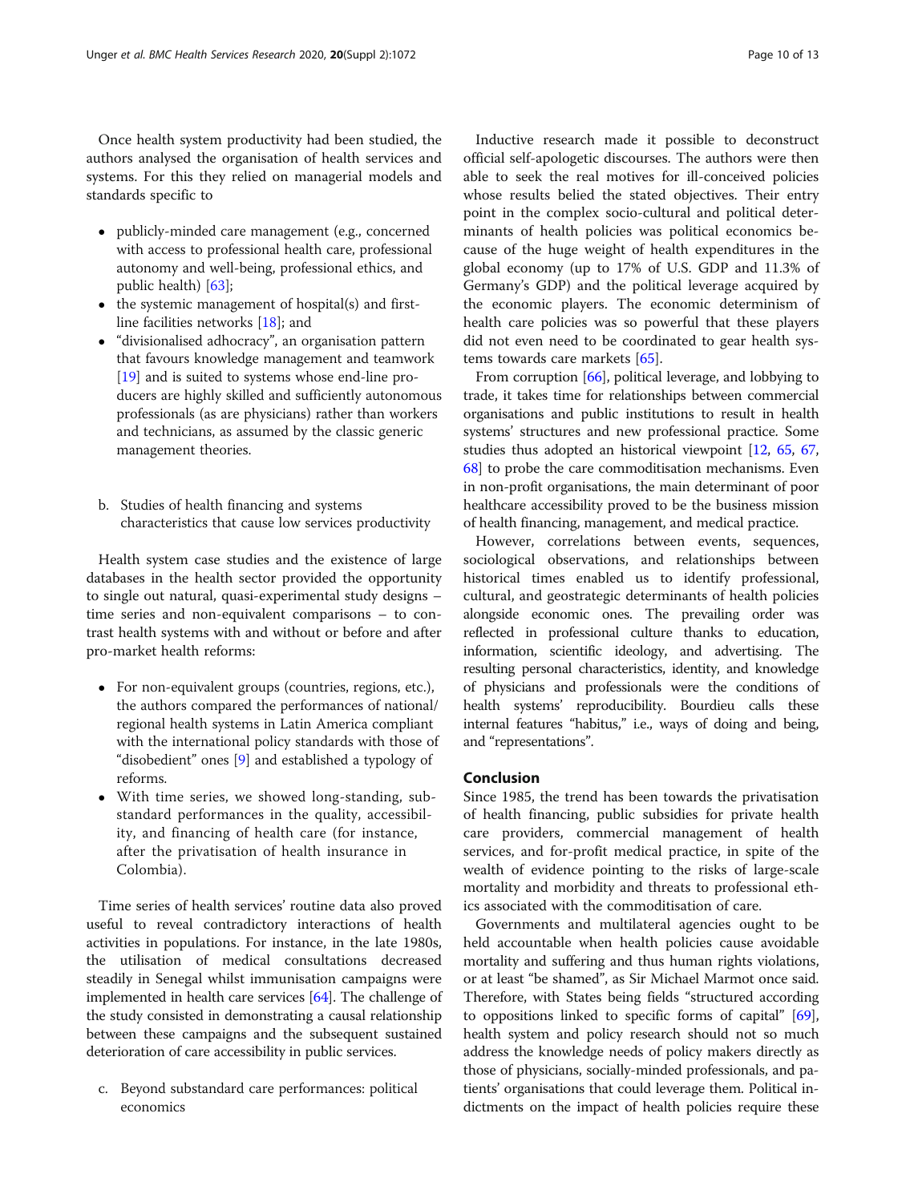Once health system productivity had been studied, the authors analysed the organisation of health services and systems. For this they relied on managerial models and standards specific to

- publicly-minded care management (e.g., concerned with access to professional health care, professional autonomy and well-being, professional ethics, and public health) [63];
- the systemic management of hospital(s) and first-line facilities networks [18]; and
- "divisionalised adhocracy", an organisation pattern that favours knowledge management and teamwork [19] and is suited to systems whose end-line producers are highly skilled and sufficiently autonomous professionals (as are physicians) rather than workers and technicians, as assumed by the classic generic management theories.

b. Studies of health financing and systems characteristics that cause low services productivity

Health system case studies and the existence of large databases in the health sector provided the opportunity to single out natural, quasi-experimental study designs – time series and non-equivalent comparisons – to contrast health systems with and without or before and after pro-market health reforms:

- For non-equivalent groups (countries, regions, etc.), the authors compared the performances of national/regional health systems in Latin America compliant with the international policy standards with those of "disobedient" ones [9] and established a typology of reforms.
- With time series, we showed long-standing, substandard performances in the quality, accessibility, and financing of health care (for instance, after the privatisation of health insurance in Colombia).

Time series of health services' routine data also proved useful to reveal contradictory interactions of health activities in populations. For instance, in the late 1980s, the utilisation of medical consultations decreased steadily in Senegal whilst immunisation campaigns were implemented in health care services [64]. The challenge of the study consisted in demonstrating a causal relationship between these campaigns and the subsequent sustained deterioration of care accessibility in public services.

c. Beyond substandard care performances: political economics

Inductive research made it possible to deconstruct official self-apologetic discourses. The authors were then able to seek the real motives for ill-conceived policies whose results belied the stated objectives. Their entry point in the complex socio-cultural and political determinants of health policies was political economics because of the huge weight of health expenditures in the global economy (up to 17% of U.S. GDP and 11.3% of Germany's GDP) and the political leverage acquired by the economic players. The economic determinism of health care policies was so powerful that these players did not even need to be coordinated to gear health systems towards care markets [65].

From corruption [66], political leverage, and lobbying to trade, it takes time for relationships between commercial organisations and public institutions to result in health systems' structures and new professional practice. Some studies thus adopted an historical viewpoint [12, 65, 67, 68] to probe the care commoditisation mechanisms. Even in non-profit organisations, the main determinant of poor healthcare accessibility proved to be the business mission of health financing, management, and medical practice.

However, correlations between events, sequences, sociological observations, and relationships between historical times enabled us to identify professional, cultural, and geostrategic determinants of health policies alongside economic ones. The prevailing order was reflected in professional culture thanks to education, information, scientific ideology, and advertising. The resulting personal characteristics, identity, and knowledge of physicians and professionals were the conditions of health systems' reproducibility. Bourdieu calls these internal features "habitus," i.e., ways of doing and being, and "representations".

## Conclusion

Since 1985, the trend has been towards the privatisation of health financing, public subsidies for private health care providers, commercial management of health services, and for-profit medical practice, in spite of the wealth of evidence pointing to the risks of large-scale mortality and morbidity and threats to professional ethics associated with the commoditisation of care.

Governments and multilateral agencies ought to be held accountable when health policies cause avoidable mortality and suffering and thus human rights violations, or at least "be shamed", as Sir Michael Marmot once said. Therefore, with States being fields "structured according to oppositions linked to specific forms of capital" [69], health system and policy research should not so much address the knowledge needs of policy makers directly as those of physicians, socially-minded professionals, and patients' organisations that could leverage them. Political indictments on the impact of health policies require these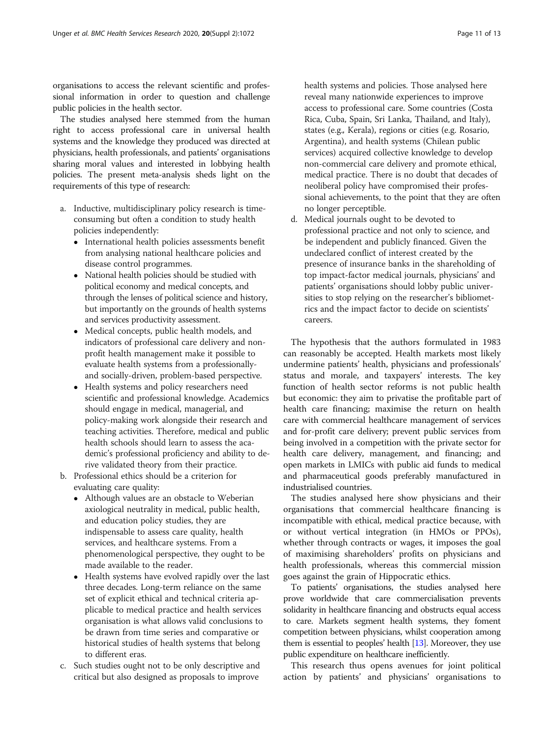organisations to access the relevant scientific and professional information in order to question and challenge public policies in the health sector.

The studies analysed here stemmed from the human right to access professional care in universal health systems and the knowledge they produced was directed at physicians, health professionals, and patients' organisations sharing moral values and interested in lobbying health policies. The present meta-analysis sheds light on the requirements of this type of research:

a. Inductive, multidisciplinary policy research is time-consuming but often a condition to study health policies independently:
   - International health policies assessments benefit from analysing national healthcare policies and disease control programmes.
   - National health policies should be studied with political economy and medical concepts, and through the lenses of political science and history, but importantly on the grounds of health systems and services productivity assessment.
   - Medical concepts, public health models, and indicators of professional care delivery and non-profit health management make it possible to evaluate health systems from a professionally- and socially-driven, problem-based perspective.
   - Health systems and policy researchers need scientific and professional knowledge. Academics should engage in medical, managerial, and policy-making work alongside their research and teaching activities. Therefore, medical and public health schools should learn to assess the academic's professional proficiency and ability to derive validated theory from their practice.
b. Professional ethics should be a criterion for evaluating care quality:
   - Although values are an obstacle to Weberian axiological neutrality in medical, public health, and education policy studies, they are indispensable to assess care quality, health services, and healthcare systems. From a phenomenological perspective, they ought to be made available to the reader.
   - Health systems have evolved rapidly over the last three decades. Long-term reliance on the same set of explicit ethical and technical criteria applicable to medical practice and health services organisation is what allows valid conclusions to be drawn from time series and comparative or historical studies of health systems that belong to different eras.
c. Such studies ought not to be only descriptive and critical but also designed as proposals to improve health systems and policies. Those analysed here reveal many nationwide experiences to improve access to professional care. Some countries (Costa Rica, Cuba, Spain, Sri Lanka, Thailand, and Italy), states (e.g., Kerala), regions or cities (e.g. Rosario, Argentina), and health systems (Chilean public services) acquired collective knowledge to develop non-commercial care delivery and promote ethical, medical practice. There is no doubt that decades of neoliberal policy have compromised their professional achievements, to the point that they are often no longer perceptible.
d. Medical journals ought to be devoted to professional practice and not only to science, and be independent and publicly financed. Given the undeclared conflict of interest created by the presence of insurance banks in the shareholding of top impact-factor medical journals, physicians' and patients' organisations should lobby public universities to stop relying on the researcher's bibliometrics and the impact factor to decide on scientists' careers.

The hypothesis that the authors formulated in 1983 can reasonably be accepted. Health markets most likely undermine patients' health, physicians and professionals' status and morale, and taxpayers' interests. The key function of health sector reforms is not public health but economic: they aim to privatise the profitable part of health care financing; maximise the return on health care with commercial healthcare management of services and for-profit care delivery; prevent public services from being involved in a competition with the private sector for health care delivery, management, and financing; and open markets in LMICs with public aid funds to medical and pharmaceutical goods preferably manufactured in industrialised countries.

The studies analysed here show physicians and their organisations that commercial healthcare financing is incompatible with ethical, medical practice because, with or without vertical integration (in HMOs or PPOs), whether through contracts or wages, it imposes the goal of maximising shareholders' profits on physicians and health professionals, whereas this commercial mission goes against the grain of Hippocratic ethics.

To patients' organisations, the studies analysed here prove worldwide that care commercialisation prevents solidarity in healthcare financing and obstructs equal access to care. Markets segment health systems, they foment competition between physicians, whilst cooperation among them is essential to peoples' health [13]. Moreover, they use public expenditure on healthcare inefficiently.

This research thus opens avenues for joint political action by patients' and physicians' organisations to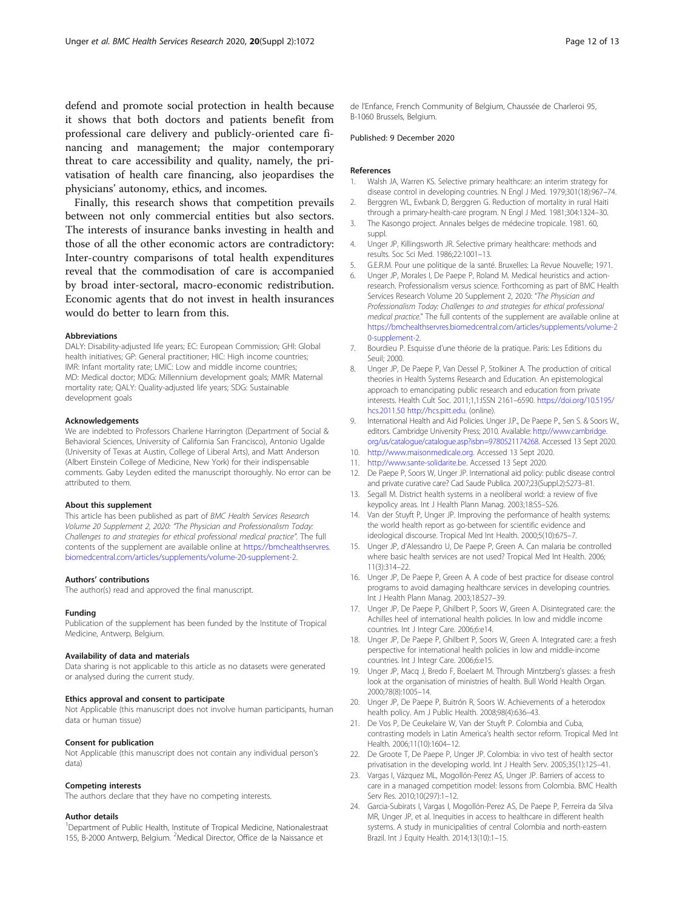defend and promote social protection in health because it shows that both doctors and patients benefit from professional care delivery and publicly-oriented care financing and management; the major contemporary threat to care accessibility and quality, namely, the privatisation of health care financing, also jeopardises the physicians' autonomy, ethics, and incomes.

Finally, this research shows that competition prevails between not only commercial entities but also sectors. The interests of insurance banks investing in health and those of all the other economic actors are contradictory: Inter-country comparisons of total health expenditures reveal that the commodisation of care is accompanied by broad inter-sectoral, macro-economic redistribution. Economic agents that do not invest in health insurances would do better to learn from this.

#### Abbreviations

DALY: Disability-adjusted life years; EC: European Commission; GHI: Global health initiatives; GP: General practitioner; HIC: High income countries; IMR: Infant mortality rate; LMIC: Low and middle income countries; MD: Medical doctor; MDG: Millennium development goals; MMR: Maternal mortality rate; QALY: Quality-adjusted life years; SDG: Sustainable development goals

#### Acknowledgements

We are indebted to Professors Charlene Harrington (Department of Social & Behavioral Sciences, University of California San Francisco), Antonio Ugalde (University of Texas at Austin, College of Liberal Arts), and Matt Anderson (Albert Einstein College of Medicine, New York) for their indispensable comments. Gaby Leyden edited the manuscript thoroughly. No error can be attributed to them.

#### About this supplement

This article has been published as part of *BMC Health Services Research Volume 20 Supplement 2, 2020: "The Physician and Professionalism Today: Challenges to and strategies for ethical professional medical practice"*. The full contents of the supplement are available online at https://bmchealthservres.biomedcentral.com/articles/supplements/volume-20-supplement-2.

#### Authors' contributions

The author(s) read and approved the final manuscript.

#### Funding

Publication of the supplement has been funded by the Institute of Tropical Medicine, Antwerp, Belgium.

#### Availability of data and materials

Data sharing is not applicable to this article as no datasets were generated or analysed during the current study.

#### Ethics approval and consent to participate

Not Applicable (this manuscript does not involve human participants, human data or human tissue)

#### Consent for publication

Not Applicable (this manuscript does not contain any individual person's data)

#### Competing interests

The authors declare that they have no competing interests.

#### Author details

[1]Department of Public Health, Institute of Tropical Medicine, Nationalestraat 155, B-2000 Antwerp, Belgium. [2]Medical Director, Office de la Naissance et de l'Enfance, French Community of Belgium, Chaussée de Charleroi 95, B-1060 Brussels, Belgium.

Published: 9 December 2020

#### References

1. Walsh JA, Warren KS. Selective primary healthcare: an interim strategy for disease control in developing countries. N Engl J Med. 1979;301(18):967–74.
2. Berggren WL, Ewbank D, Berggren G. Reduction of mortality in rural Haiti through a primary-health-care program. N Engl J Med. 1981;304:1324–30.
3. The Kasongo project. Annales belges de médecine tropicale. 1981. 60, suppl.
4. Unger JP, Killingsworth JR. Selective primary healthcare: methods and results. Soc Sci Med. 1986;22:1001–13.
5. G.E.R.M. Pour une politique de la santé. Bruxelles: La Revue Nouvelle; 1971.
6. Unger JP, Morales I, De Paepe P, Roland M. Medical heuristics and action-research. Professionalism versus science. Forthcoming as part of BMC Health Services Research Volume 20 Supplement 2, 2020: "*The Physician and Professionalism Today: Challenges to and strategies for ethical professional medical practice.*" The full contents of the supplement are available online at https://bmchealthservres.biomedcentral.com/articles/supplements/volume-20-supplement-2.
7. Bourdieu P. Esquisse d'une théorie de la pratique. Paris: Les Editions du Seuil; 2000.
8. Unger JP, De Paepe P, Van Dessel P, Stolkiner A. The production of critical theories in Health Systems Research and Education. An epistemological approach to emancipating public research and education from private interests. Health Cult Soc. 2011;1,1:ISSN 2161–6590. https://doi.org/10.5195/hcs.2011.50 http://hcs.pitt.edu. (online).
9. International Health and Aid Policies. Unger J.P., De Paepe P., Sen S. & Soors W., editors. Cambridge University Press; 2010. Available: http://www.cambridge.org/us/catalogue/catalogue.asp?isbn=9780521174268. Accessed 13 Sept 2020.
10. http://www.maisonmedicale.org. Accessed 13 Sept 2020.
11. http://www.sante-solidarite.be. Accessed 13 Sept 2020.
12. De Paepe P, Soors W, Unger JP. International aid policy: public disease control and private curative care? Cad Saude Publica. 2007;23(Suppl.2):S273–81.
13. Segall M. District health systems in a neoliberal world: a review of five keypolicy areas. Int J Health Plann Manag. 2003;18:S5–S26.
14. Van der Stuyft P, Unger JP. Improving the performance of health systems: the world health report as go-between for scientific evidence and ideological discourse. Tropical Med Int Health. 2000;5(10):675–7.
15. Unger JP, d'Alessandro U, De Paepe P, Green A. Can malaria be controlled where basic health services are not used? Tropical Med Int Health. 2006; 11(3):314–22.
16. Unger JP, De Paepe P, Green A. A code of best practice for disease control programs to avoid damaging healthcare services in developing countries. Int J Health Plann Manag. 2003;18:S27–39.
17. Unger JP, De Paepe P, Ghilbert P, Soors W, Green A. Disintegrated care: the Achilles heel of international health policies. In low and middle income countries. Int J Integr Care. 2006;6:e14.
18. Unger JP, De Paepe P, Ghilbert P, Soors W, Green A. Integrated care: a fresh perspective for international health policies in low and middle-income countries. Int J Integr Care. 2006;6:e15.
19. Unger JP, Macq J, Bredo F, Boelaert M. Through Mintzberg's glasses: a fresh look at the organisation of ministries of health. Bull World Health Organ. 2000;78(8):1005–14.
20. Unger JP, De Paepe P, Buitrón R, Soors W. Achievements of a heterodox health policy. Am J Public Health. 2008;98(4):636–43.
21. De Vos P, De Ceukelaire W, Van der Stuyft P. Colombia and Cuba, contrasting models in Latin America's health sector reform. Tropical Med Int Health. 2006;11(10):1604–12.
22. De Groote T, De Paepe P, Unger JP. Colombia: in vivo test of health sector privatisation in the developing world. Int J Health Serv. 2005;35(1):125–41.
23. Vargas I, Vázquez ML, Mogollón-Perez AS, Unger JP. Barriers of access to care in a managed competition model: lessons from Colombia. BMC Health Serv Res. 2010;10(297):1–12.
24. Garcia-Subirats I, Vargas I, Mogollón-Perez AS, De Paepe P, Ferreira da Silva MR, Unger JP, et al. Inequities in access to healthcare in different health systems. A study in municipalities of central Colombia and north-eastern Brazil. Int J Equity Health. 2014;13(10):1–15.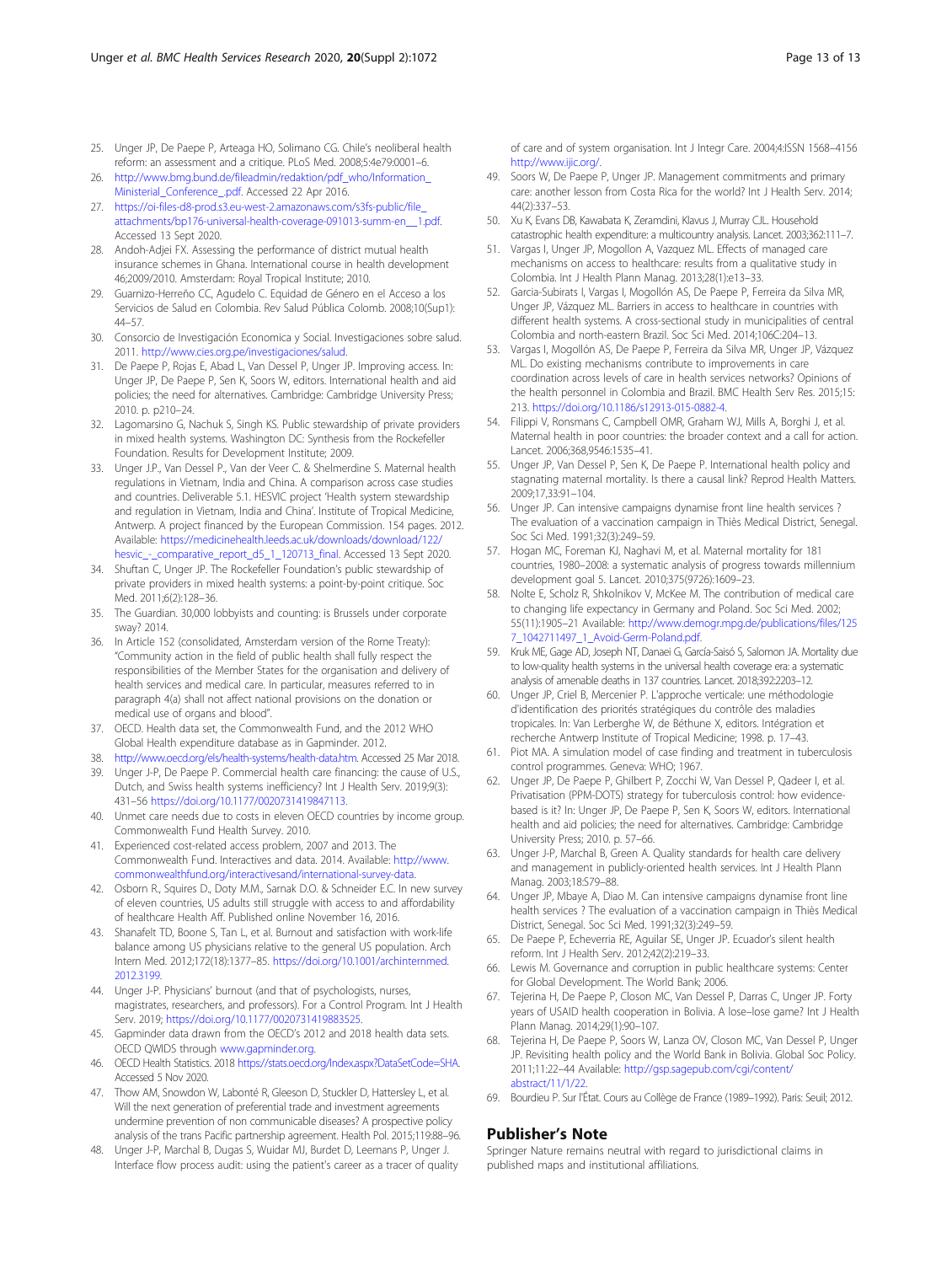25. Unger JP, De Paepe P, Arteaga HO, Solimano CG. Chile's neoliberal health reform: an assessment and a critique. PLoS Med. 2008;5:4e79:0001–6.
26. http://www.bmg.bund.de/fileadmin/redaktion/pdf_who/Information_Ministerial_Conference_.pdf. Accessed 22 Apr 2016.
27. https://oi-files-d8-prod.s3.eu-west-2.amazonaws.com/s3fs-public/file_attachments/bp176-universal-health-coverage-091013-summ-en__1.pdf. Accessed 13 Sept 2020.
28. Andoh-Adjei FX. Assessing the performance of district mutual health insurance schemes in Ghana. International course in health development 46;2009/2010. Amsterdam: Royal Tropical Institute; 2010.
29. Guarnizo-Herreño CC, Agudelo C. Equidad de Género en el Acceso a los Servicios de Salud en Colombia. Rev Salud Pública Colomb. 2008;10(Sup1):44–57.
30. Consorcio de Investigación Economica y Social. Investigaciones sobre salud. 2011. http://www.cies.org.pe/investigaciones/salud.
31. De Paepe P, Rojas E, Abad L, Van Dessel P, Unger JP. Improving access. In: Unger JP, De Paepe P, Sen K, Soors W, editors. International health and aid policies; the need for alternatives. Cambridge: Cambridge University Press; 2010. p. p210–24.
32. Lagomarsino G, Nachuk S, Singh KS. Public stewardship of private providers in mixed health systems. Washington DC: Synthesis from the Rockefeller Foundation. Results for Development Institute; 2009.
33. Unger J.P., Van Dessel P., Van der Veer C. & Shelmerdine S. Maternal health regulations in Vietnam, India and China. A comparison across case studies and countries. Deliverable 5.1. HESVIC project 'Health system stewardship and regulation in Vietnam, India and China'. Institute of Tropical Medicine, Antwerp. A project financed by the European Commission. 154 pages. 2012. Available: https://medicinehealth.leeds.ac.uk/downloads/download/122/hesvic_-_comparative_report_d5_1_120713_final. Accessed 13 Sept 2020.
34. Shuftan C, Unger JP. The Rockefeller Foundation's public stewardship of private providers in mixed health systems: a point-by-point critique. Soc Med. 2011;6(2):128–36.
35. The Guardian. 30,000 lobbyists and counting: is Brussels under corporate sway? 2014.
36. In Article 152 (consolidated, Amsterdam version of the Rome Treaty): "Community action in the field of public health shall fully respect the responsibilities of the Member States for the organisation and delivery of health services and medical care. In particular, measures referred to in paragraph 4(a) shall not affect national provisions on the donation or medical use of organs and blood".
37. OECD. Health data set, the Commonwealth Fund, and the 2012 WHO Global Health expenditure database as in Gapminder. 2012.
38. http://www.oecd.org/els/health-systems/health-data.htm. Accessed 25 Mar 2018.
39. Unger J-P, De Paepe P. Commercial health care financing: the cause of U.S., Dutch, and Swiss health systems inefficiency? Int J Health Serv. 2019;9(3):431–56 https://doi.org/10.1177/0020731419847113.
40. Unmet care needs due to costs in eleven OECD countries by income group. Commonwealth Fund Health Survey. 2010.
41. Experienced cost-related access problem, 2007 and 2013. The Commonwealth Fund. Interactives and data. 2014. Available: http://www.commonwealthfund.org/interactivesand/international-survey-data.
42. Osborn R., Squires D., Doty M.M., Sarnak D.O. & Schneider E.C. In new survey of eleven countries, US adults still struggle with access to and affordability of healthcare Health Aff. Published online November 16, 2016.
43. Shanafelt TD, Boone S, Tan L, et al. Burnout and satisfaction with work-life balance among US physicians relative to the general US population. Arch Intern Med. 2012;172(18):1377–85. https://doi.org/10.1001/archinternmed.2012.3199.
44. Unger J-P. Physicians' burnout (and that of psychologists, nurses, magistrates, researchers, and professors). For a Control Program. Int J Health Serv. 2019; https://doi.org/10.1177/0020731419883525.
45. Gapminder data drawn from the OECD's 2012 and 2018 health data sets. OECD QWIDS through www.gapminder.org.
46. OECD Health Statistics. 2018 https://stats.oecd.org/Index.aspx?DataSetCode=SHA. Accessed 5 Nov 2020.
47. Thow AM, Snowdon W, Labonté R, Gleeson D, Stuckler D, Hattersley L, et al. Will the next generation of preferential trade and investment agreements undermine prevention of non communicable diseases? A prospective policy analysis of the trans Pacific partnership agreement. Health Pol. 2015;119:88–96.
48. Unger J-P, Marchal B, Dugas S, Wuidar MJ, Burdet D, Leemans P, Unger J. Interface flow process audit: using the patient's career as a tracer of quality of care and of system organisation. Int J Integr Care. 2004;4:ISSN 1568–4156 http://www.ijic.org/.
49. Soors W, De Paepe P, Unger JP. Management commitments and primary care: another lesson from Costa Rica for the world? Int J Health Serv. 2014;44(2):337–53.
50. Xu K, Evans DB, Kawabata K, Zeramdini, Klavus J, Murray CJL. Household catastrophic health expenditure: a multicountry analysis. Lancet. 2003;362:111–7.
51. Vargas I, Unger JP, Mogollon A, Vazquez ML. Effects of managed care mechanisms on access to healthcare: results from a qualitative study in Colombia. Int J Health Plann Manag. 2013;28(1):e13–33.
52. Garcia-Subirats I, Vargas I, Mogollón AS, De Paepe P, Ferreira da Silva MR, Unger JP, Vázquez ML. Barriers in access to healthcare in countries with different health systems. A cross-sectional study in municipalities of central Colombia and north-eastern Brazil. Soc Sci Med. 2014;106C:204–13.
53. Vargas I, Mogollón AS, De Paepe P, Ferreira da Silva MR, Unger JP, Vázquez ML. Do existing mechanisms contribute to improvements in care coordination across levels of care in health services networks? Opinions of the health personnel in Colombia and Brazil. BMC Health Serv Res. 2015;15:213. https://doi.org/10.1186/s12913-015-0882-4.
54. Filippi V, Ronsmans C, Campbell OMR, Graham WJ, Mills A, Borghi J, et al. Maternal health in poor countries: the broader context and a call for action. Lancet. 2006;368,9546:1535–41.
55. Unger JP, Van Dessel P, Sen K, De Paepe P. International health policy and stagnating maternal mortality. Is there a causal link? Reprod Health Matters. 2009;17,33:91–104.
56. Unger JP. Can intensive campaigns dynamise front line health services ? The evaluation of a vaccination campaign in Thiès Medical District, Senegal. Soc Sci Med. 1991;32(3):249–59.
57. Hogan MC, Foreman KJ, Naghavi M, et al. Maternal mortality for 181 countries, 1980–2008: a systematic analysis of progress towards millennium development goal 5. Lancet. 2010;375(9726):1609–23.
58. Nolte E, Scholz R, Shkolnikov V, McKee M. The contribution of medical care to changing life expectancy in Germany and Poland. Soc Sci Med. 2002;55(11):1905–21 Available: http://www.demogr.mpg.de/publications/files/1257_1042711497_1_Avoid-Germ-Poland.pdf.
59. Kruk ME, Gage AD, Joseph NT, Danaei G, García-Saisó S, Salomon JA. Mortality due to low-quality health systems in the universal health coverage era: a systematic analysis of amenable deaths in 137 countries. Lancet. 2018;392:2203–12.
60. Unger JP, Criel B, Mercenier P. L'approche verticale: une méthodologie d'identification des priorités stratégiques du contrôle des maladies tropicales. In: Van Lerberghe W, de Béthune X, editors. Intégration et recherche Antwerp Institute of Tropical Medicine; 1998. p. 17–43.
61. Piot MA. A simulation model of case finding and treatment in tuberculosis control programmes. Geneva: WHO; 1967.
62. Unger JP, De Paepe P, Ghilbert P, Zocchi W, Van Dessel P, Qadeer I, et al. Privatisation (PPM-DOTS) strategy for tuberculosis control: how evidence-based is it? In: Unger JP, De Paepe P, Sen K, Soors W, editors. International health and aid policies; the need for alternatives. Cambridge: Cambridge University Press; 2010. p. 57–66.
63. Unger J-P, Marchal B, Green A. Quality standards for health care delivery and management in publicly-oriented health services. Int J Health Plann Manag. 2003;18:S79–88.
64. Unger JP, Mbaye A, Diao M. Can intensive campaigns dynamise front line health services ? The evaluation of a vaccination campaign in Thiès Medical District, Senegal. Soc Sci Med. 1991;32(3):249–59.
65. De Paepe P, Echeverria RE, Aguilar SE, Unger JP. Ecuador's silent health reform. Int J Health Serv. 2012;42(2):219–33.
66. Lewis M. Governance and corruption in public healthcare systems: Center for Global Development. The World Bank; 2006.
67. Tejerina H, De Paepe P, Closon MC, Van Dessel P, Darras C, Unger JP. Forty years of USAID health cooperation in Bolivia. A lose–lose game? Int J Health Plann Manag. 2014;29(1):90–107.
68. Tejerina H, De Paepe P, Soors W, Lanza OV, Closon MC, Van Dessel P, Unger JP. Revisiting health policy and the World Bank in Bolivia. Global Soc Policy. 2011;11:22–44 Available: http://gsp.sagepub.com/cgi/content/abstract/11/1/22.
69. Bourdieu P. Sur l'État. Cours au Collège de France (1989–1992). Paris: Seuil; 2012.

## Publisher's Note

Springer Nature remains neutral with regard to jurisdictional claims in published maps and institutional affiliations.